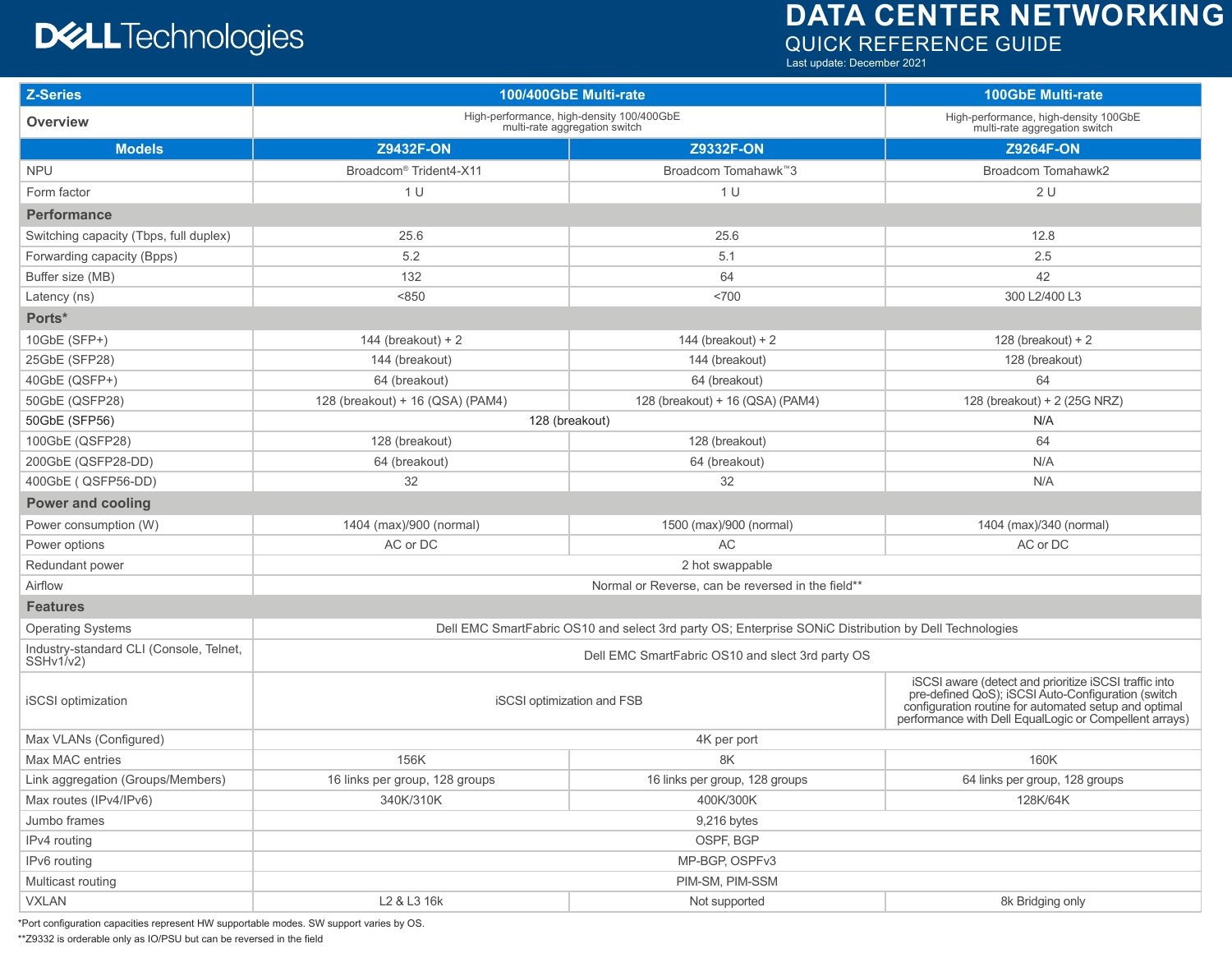# DATA CENTER NETWORKING

## QUICK REFERENCE GUIDE

Last update: December 2021

| Z-Series | 100/400GbE Multi-rate | | 100GbE Multi-rate |
|---|---|---|---|
| Overview | High-performance, high-density 100/400GbE multi-rate aggregation switch | | High-performance, high-density 100GbE multi-rate aggregation switch |
| **Models** | **Z9432F-ON** | **Z9332F-ON** | **Z9264F-ON** |
| NPU | Broadcom® Trident4-X11 | Broadcom Tomahawk™3 | Broadcom Tomahawk2 |
| Form factor | 1 U | 1 U | 2 U |
| **Performance** | | | |
| Switching capacity (Tbps, full duplex) | 25.6 | 25.6 | 12.8 |
| Forwarding capacity (Bpps) | 5.2 | 5.1 | 2.5 |
| Buffer size (MB) | 132 | 64 | 42 |
| Latency (ns) | <850 | <700 | 300 L2/400 L3 |
| **Ports*** | | | |
| 10GbE (SFP+) | 144 (breakout) + 2 | 144 (breakout) + 2 | 128 (breakout) + 2 |
| 25GbE (SFP28) | 144 (breakout) | 144 (breakout) | 128 (breakout) |
| 40GbE (QSFP+) | 64 (breakout) | 64 (breakout) | 64 |
| 50GbE (QSFP28) | 128 (breakout) + 16 (QSA) (PAM4) | 128 (breakout) + 16 (QSA) (PAM4) | 128 (breakout) + 2 (25G NRZ) |
| 50GbE (SFP56) | 128 (breakout) | | N/A |
| 100GbE (QSFP28) | 128 (breakout) | 128 (breakout) | 64 |
| 200GbE (QSFP28-DD) | 64 (breakout) | 64 (breakout) | N/A |
| 400GbE ( QSFP56-DD) | 32 | 32 | N/A |
| **Power and cooling** | | | |
| Power consumption (W) | 1404 (max)/900 (normal) | 1500 (max)/900 (normal) | 1404 (max)/340 (normal) |
| Power options | AC or DC | AC | AC or DC |
| Redundant power | 2 hot swappable | | |
| Airflow | Normal or Reverse, can be reversed in the field** | | |
| **Features** | | | |
| Operating Systems | Dell EMC SmartFabric OS10 and select 3rd party OS; Enterprise SONiC Distribution by Dell Technologies | | |
| Industry-standard CLI (Console, Telnet, SSHv1/v2) | Dell EMC SmartFabric OS10 and slect 3rd party OS | | |
| iSCSI optimization | iSCSI optimization and FSB | | iSCSI aware (detect and prioritize iSCSI traffic into pre-defined QoS); iSCSI Auto-Configuration (switch configuration routine for automated setup and optimal performance with Dell EqualLogic or Compellent arrays) |
| Max VLANs (Configured) | 4K per port | | |
| Max MAC entries | 156K | 8K | 160K |
| Link aggregation (Groups/Members) | 16 links per group, 128 groups | 16 links per group, 128 groups | 64 links per group, 128 groups |
| Max routes (IPv4/IPv6) | 340K/310K | 400K/300K | 128K/64K |
| Jumbo frames | 9,216 bytes | | |
| IPv4 routing | OSPF, BGP | | |
| IPv6 routing | MP-BGP, OSPFv3 | | |
| Multicast routing | PIM-SM, PIM-SSM | | |
| VXLAN | L2 & L3 16k | Not supported | 8k Bridging only |

*Port configuration capacities represent HW supportable modes. SW support varies by OS.

**Z9332 is orderable only as IO/PSU but can be reversed in the field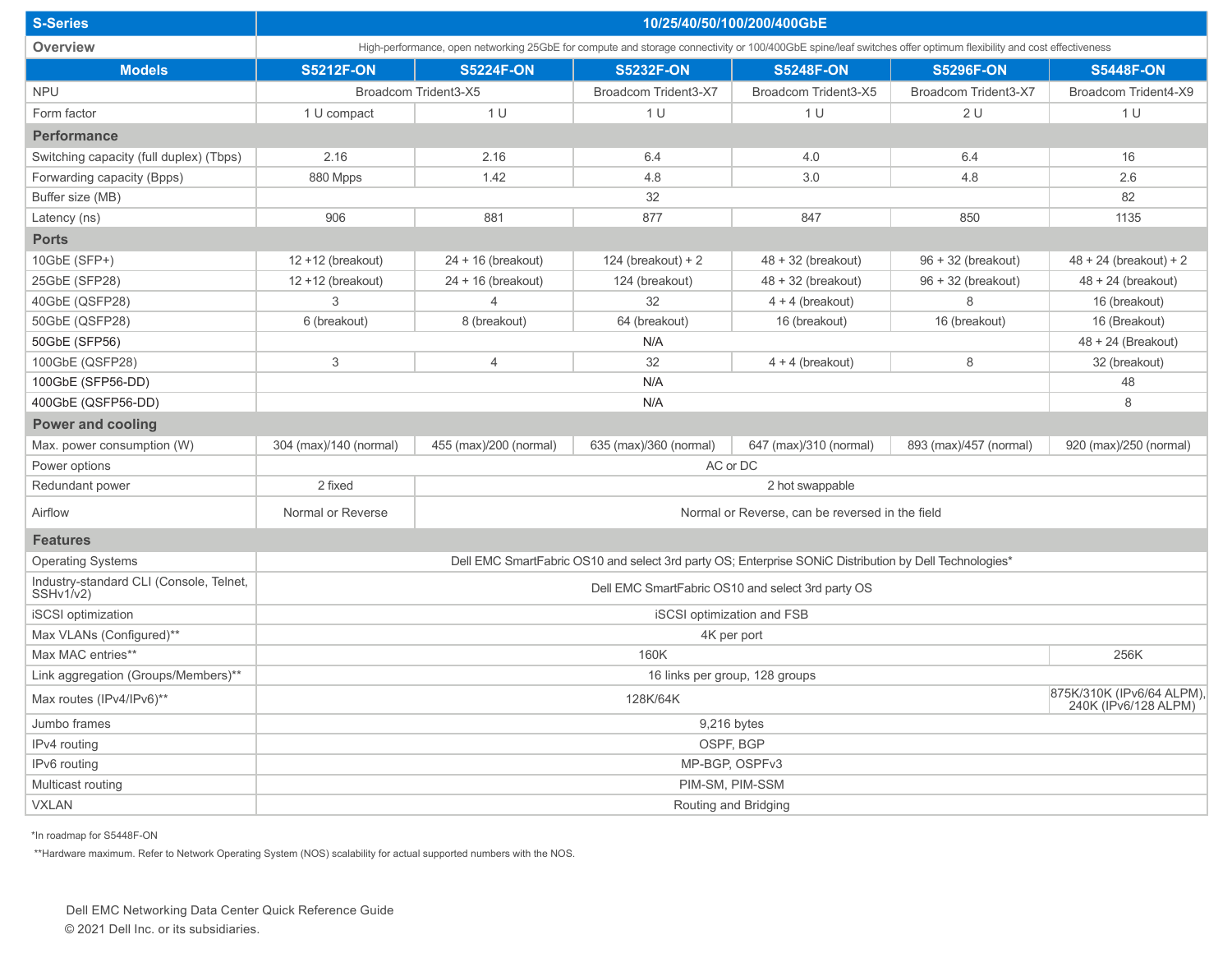| S-Series | 10/25/40/50/100/200/400GbE | | | | | |
|---|---|---|---|---|---|---|
| Overview | High-performance, open networking 25GbE for compute and storage connectivity or 100/400GbE spine/leaf switches offer optimum flexibility and cost effectiveness | | | | | |
| **Models** | **S5212F-ON** | **S5224F-ON** | **S5232F-ON** | **S5248F-ON** | **S5296F-ON** | **S5448F-ON** |
| NPU | Broadcom Trident3-X5 | Broadcom Trident3-X5 | Broadcom Trident3-X7 | Broadcom Trident3-X5 | Broadcom Trident3-X7 | Broadcom Trident4-X9 |
| Form factor | 1 U compact | 1 U | 1 U | 1 U | 2 U | 1 U |
| **Performance** | | | | | | |
| Switching capacity (full duplex) (Tbps) | 2.16 | 2.16 | 6.4 | 4.0 | 6.4 | 16 |
| Forwarding capacity (Bpps) | 880 Mpps | 1.42 | 4.8 | 3.0 | 4.8 | 2.6 |
| Buffer size (MB) | 32 | 32 | 32 | 32 | 32 | 82 |
| Latency (ns) | 906 | 881 | 877 | 847 | 850 | 1135 |
| **Ports** | | | | | | |
| 10GbE (SFP+) | 12 +12 (breakout) | 24 + 16 (breakout) | 124 (breakout) + 2 | 48 + 32 (breakout) | 96 + 32 (breakout) | 48 + 24 (breakout) + 2 |
| 25GbE (SFP28) | 12 +12 (breakout) | 24 + 16 (breakout) | 124 (breakout) | 48 + 32 (breakout) | 96 + 32 (breakout) | 48 + 24 (breakout) |
| 40GbE (QSFP28) | 3 | 4 | 32 | 4 + 4 (breakout) | 8 | 16 (breakout) |
| 50GbE (QSFP28) | 6 (breakout) | 8 (breakout) | 64 (breakout) | 16 (breakout) | 16 (breakout) | 16 (Breakout) |
| 50GbE (SFP56) | N/A | N/A | N/A | N/A | N/A | 48 + 24 (Breakout) |
| 100GbE (QSFP28) | 3 | 4 | 32 | 4 + 4 (breakout) | 8 | 32 (breakout) |
| 100GbE (SFP56-DD) | N/A | N/A | N/A | N/A | N/A | 48 |
| 400GbE (QSFP56-DD) | N/A | N/A | N/A | N/A | N/A | 8 |
| **Power and cooling** | | | | | | |
| Max. power consumption (W) | 304 (max)/140 (normal) | 455 (max)/200 (normal) | 635 (max)/360 (normal) | 647 (max)/310 (normal) | 893 (max)/457 (normal) | 920 (max)/250 (normal) |
| Power options | AC or DC | | | | | |
| Redundant power | 2 fixed | 2 hot swappable | | | | |
| Airflow | Normal or Reverse | Normal or Reverse, can be reversed in the field | | | | |
| **Features** | | | | | | |
| Operating Systems | Dell EMC SmartFabric OS10 and select 3rd party OS; Enterprise SONiC Distribution by Dell Technologies* | | | | | |
| Industry-standard CLI (Console, Telnet, SSHv1/v2) | Dell EMC SmartFabric OS10 and select 3rd party OS | | | | | |
| iSCSI optimization | iSCSI optimization and FSB | | | | | |
| Max VLANs (Configured)** | 4K per port | | | | | |
| Max MAC entries** | 160K | 160K | 160K | 160K | 160K | 256K |
| Link aggregation (Groups/Members)** | 16 links per group, 128 groups | | | | | |
| Max routes (IPv4/IPv6)** | 128K/64K | 128K/64K | 128K/64K | 128K/64K | 128K/64K | 875K/310K (IPv6/64 ALPM), 240K (IPv6/128 ALPM) |
| Jumbo frames | 9,216 bytes | | | | | |
| IPv4 routing | OSPF, BGP | | | | | |
| IPv6 routing | MP-BGP, OSPFv3 | | | | | |
| Multicast routing | PIM-SM, PIM-SSM | | | | | |
| VXLAN | Routing and Bridging | | | | | |

*In roadmap for S5448F-ON

**Hardware maximum. Refer to Network Operating System (NOS) scalability for actual supported numbers with the NOS.

Dell EMC Networking Data Center Quick Reference Guide
© 2021 Dell Inc. or its subsidiaries.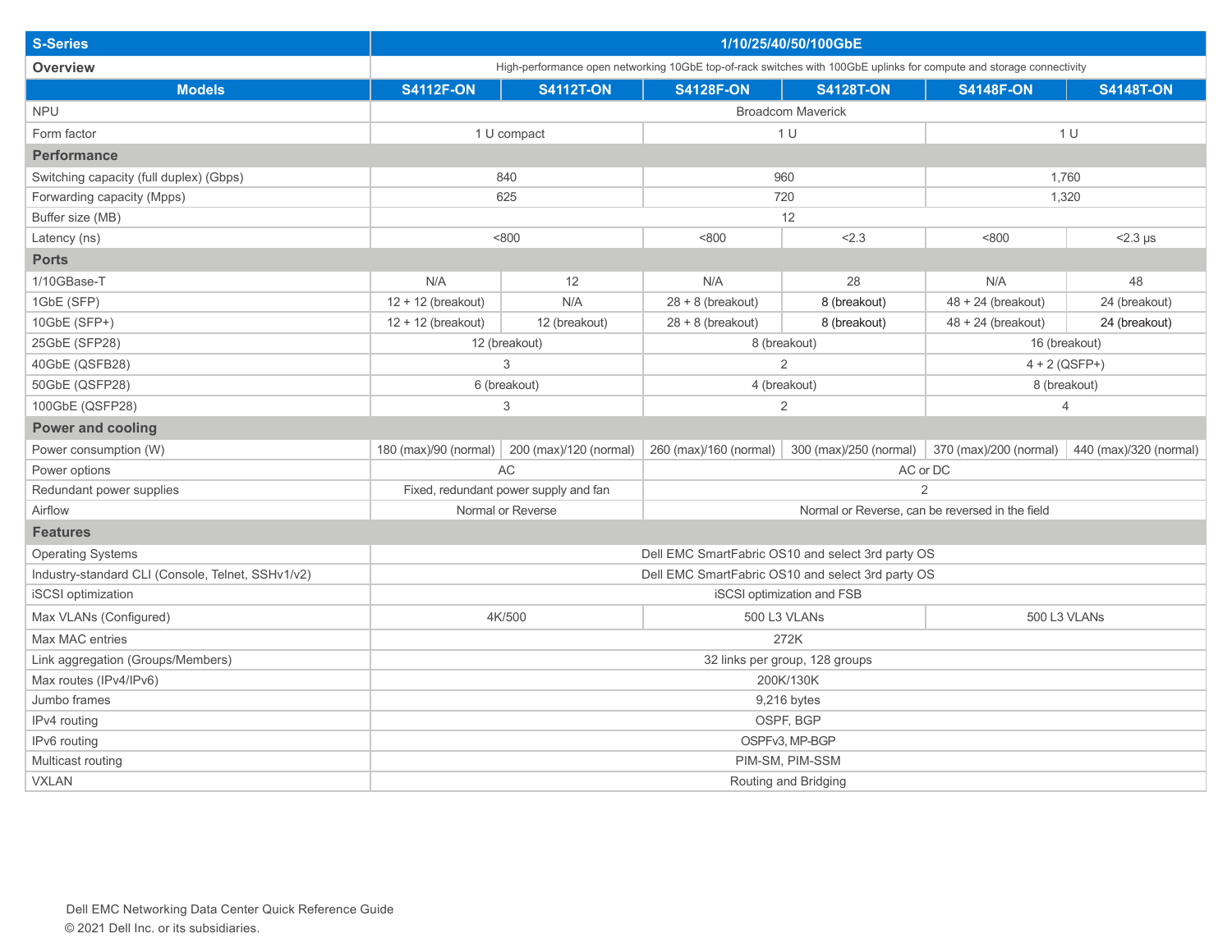| S-Series | 1/10/25/40/50/100GbE | | | | | |
|---|---|---|---|---|---|---|
| Overview | High-performance open networking 10GbE top-of-rack switches with 100GbE uplinks for compute and storage connectivity | | | | | |
| **Models** | **S4112F-ON** | **S4112T-ON** | **S4128F-ON** | **S4128T-ON** | **S4148F-ON** | **S4148T-ON** |
| NPU | Broadcom Maverick | | | | | |
| Form factor | 1 U compact | | 1 U | | 1 U | |
| **Performance** | | | | | | |
| Switching capacity (full duplex) (Gbps) | 840 | | 960 | | 1,760 | |
| Forwarding capacity (Mpps) | 625 | | 720 | | 1,320 | |
| Buffer size (MB) | 12 | | | | | |
| Latency (ns) | <800 | | <800 | <2.3 | <800 | <2.3 μs |
| **Ports** | | | | | | |
| 1/10GBase-T | N/A | 12 | N/A | 28 | N/A | 48 |
| 1GbE (SFP) | 12 + 12 (breakout) | N/A | 28 + 8 (breakout) | 8 (breakout) | 48 + 24 (breakout) | 24 (breakout) |
| 10GbE (SFP+) | 12 + 12 (breakout) | 12 (breakout) | 28 + 8 (breakout) | 8 (breakout) | 48 + 24 (breakout) | 24 (breakout) |
| 25GbE (SFP28) | 12 (breakout) | | 8 (breakout) | | 16 (breakout) | |
| 40GbE (QSFB28) | 3 | | 2 | | 4 + 2 (QSFP+) | |
| 50GbE (QSFP28) | 6 (breakout) | | 4 (breakout) | | 8 (breakout) | |
| 100GbE (QSFP28) | 3 | | 2 | | 4 | |
| **Power and cooling** | | | | | | |
| Power consumption (W) | 180 (max)/90 (normal) | 200 (max)/120 (normal) | 260 (max)/160 (normal) | 300 (max)/250 (normal) | 370 (max)/200 (normal) | 440 (max)/320 (normal) |
| Power options | AC | | AC or DC | | | |
| Redundant power supplies | Fixed, redundant power supply and fan | | 2 | | | |
| Airflow | Normal or Reverse | | Normal or Reverse, can be reversed in the field | | | |
| **Features** | | | | | | |
| Operating Systems | Dell EMC SmartFabric OS10 and select 3rd party OS | | | | | |
| Industry-standard CLI (Console, Telnet, SSHv1/v2) | Dell EMC SmartFabric OS10 and select 3rd party OS | | | | | |
| iSCSI optimization | iSCSI optimization and FSB | | | | | |
| Max VLANs (Configured) | 4K/500 | | 500 L3 VLANs | | 500 L3 VLANs | |
| Max MAC entries | 272K | | | | | |
| Link aggregation (Groups/Members) | 32 links per group, 128 groups | | | | | |
| Max routes (IPv4/IPv6) | 200K/130K | | | | | |
| Jumbo frames | 9,216 bytes | | | | | |
| IPv4 routing | OSPF, BGP | | | | | |
| IPv6 routing | OSPFv3, MP-BGP | | | | | |
| Multicast routing | PIM-SM, PIM-SSM | | | | | |
| VXLAN | Routing and Bridging | | | | | |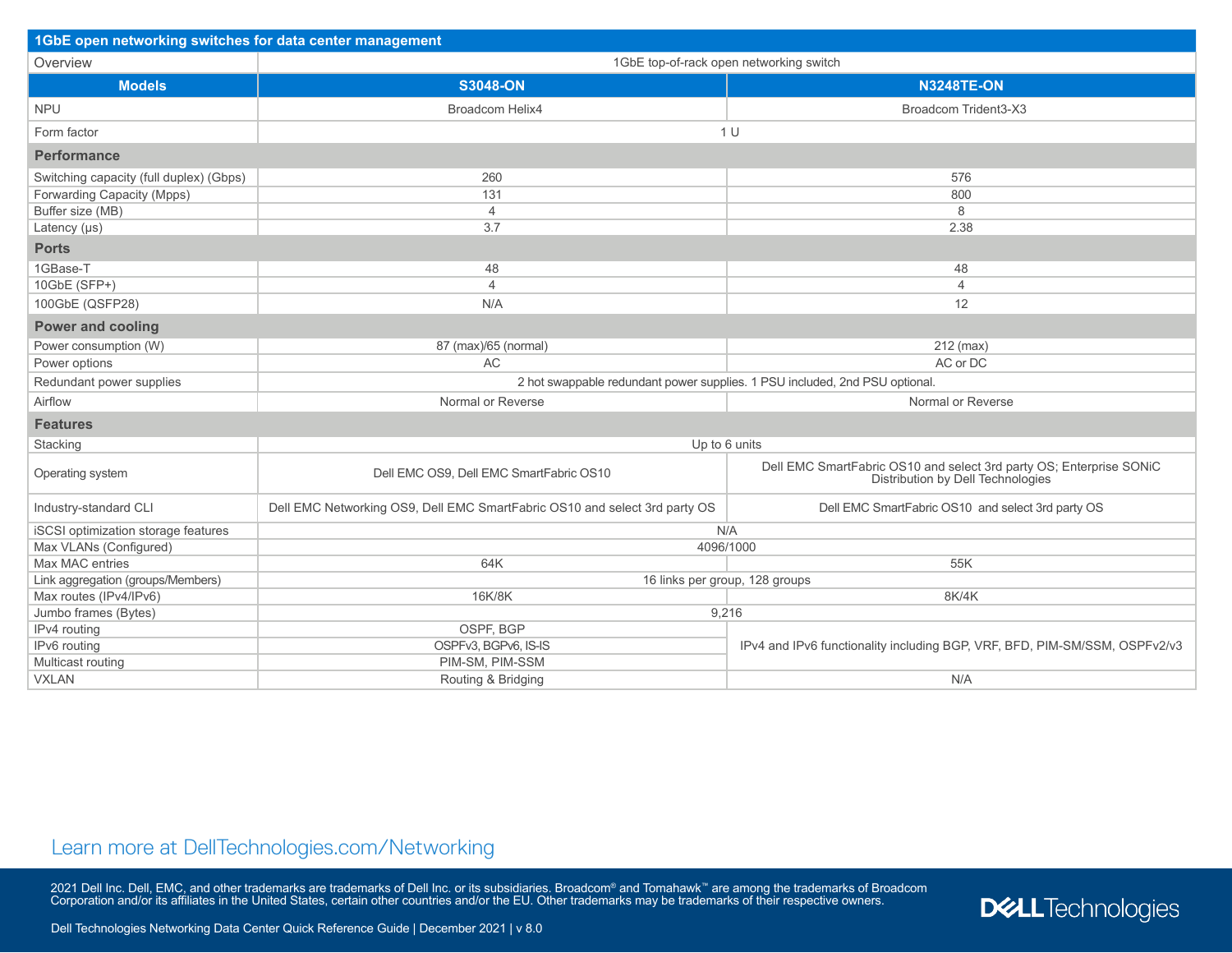## 1GbE open networking switches for data center management

| Overview | 1GbE top-of-rack open networking switch | |
|---|---|---|
| **Models** | **S3048-ON** | **N3248TE-ON** |
| NPU | Broadcom Helix4 | Broadcom Trident3-X3 |
| Form factor | 1 U | |
| **Performance** | | |
| Switching capacity (full duplex) (Gbps) | 260 | 576 |
| Forwarding Capacity (Mpps) | 131 | 800 |
| Buffer size (MB) | 4 | 8 |
| Latency (µs) | 3.7 | 2.38 |
| **Ports** | | |
| 1GBase-T | 48 | 48 |
| 10GbE (SFP+) | 4 | 4 |
| 100GbE (QSFP28) | N/A | 12 |
| **Power and cooling** | | |
| Power consumption (W) | 87 (max)/65 (normal) | 212 (max) |
| Power options | AC | AC or DC |
| Redundant power supplies | 2 hot swappable redundant power supplies. 1 PSU included, 2nd PSU optional. | |
| Airflow | Normal or Reverse | Normal or Reverse |
| **Features** | | |
| Stacking | Up to 6 units | |
| Operating system | Dell EMC OS9, Dell EMC SmartFabric OS10 | Dell EMC SmartFabric OS10 and select 3rd party OS; Enterprise SONiC Distribution by Dell Technologies |
| Industry-standard CLI | Dell EMC Networking OS9, Dell EMC SmartFabric OS10 and select 3rd party OS | Dell EMC SmartFabric OS10 and select 3rd party OS |
| iSCSI optimization storage features | N/A | |
| Max VLANs (Configured) | 4096/1000 | |
| Max MAC entries | 64K | 55K |
| Link aggregation (groups/Members) | 16 links per group, 128 groups | |
| Max routes (IPv4/IPv6) | 16K/8K | 8K/4K |
| Jumbo frames (Bytes) | 9,216 | |
| IPv4 routing | OSPF, BGP | IPv4 and IPv6 functionality including BGP, VRF, BFD, PIM-SM/SSM, OSPFv2/v3 |
| IPv6 routing | OSPFv3, BGPv6, IS-IS | |
| Multicast routing | PIM-SM, PIM-SSM | |
| VXLAN | Routing & Bridging | N/A |

Learn more at DellTechnologies.com/Networking

2021 Dell Inc. Dell, EMC, and other trademarks are trademarks of Dell Inc. or its subsidiaries. Broadcom® and Tomahawk™ are among the trademarks of Broadcom Corporation and/or its affiliates in the United States, certain other countries and/or the EU. Other trademarks may be trademarks of their respective owners.

Dell Technologies Networking Data Center Quick Reference Guide | December 2021 | v 8.0